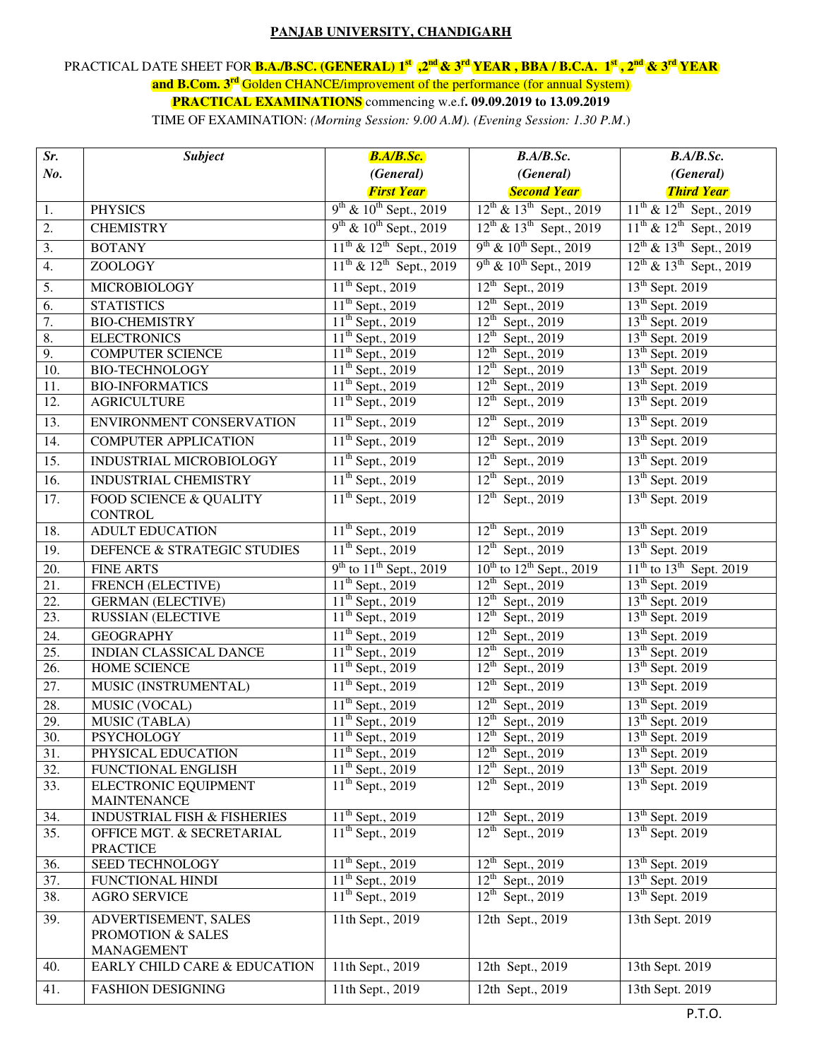## PANJAB UNIVERSITY, CHANDIGARH

PRACTICAL DATE SHEET FOR **B.A./B.SC. (GENERAL) 1st ,2nd & 3rd YEAR , BBA / B.C.A. 1st , 2nd & 3rd YEAR and B.Com. 3rd** Golden CHANCE/improvement of the performance (for annual System)

**PRACTICAL EXAMINATIONS** commencing w.e.f**. 09.09.2019 to 13.09.2019**

TIME OF EXAMINATION: *(Morning Session: 9.00 A.M). (Evening Session: 1.30 P.M.*)

| *Sr. No.* | *Subject* | *B.A/B.Sc. (General) First Year* | *B.A/B.Sc. (General) Second Year* | *B.A/B.Sc. (General) Third Year* |
|---|---|---|---|---|
| 1. | PHYSICS | 9th & 10th Sept., 2019 | 12th & 13th Sept., 2019 | 11th & 12th Sept., 2019 |
| 2. | CHEMISTRY | 9th & 10th Sept., 2019 | 12th & 13th Sept., 2019 | 11th & 12th Sept., 2019 |
| 3. | BOTANY | 11th & 12th Sept., 2019 | 9th & 10th Sept., 2019 | 12th & 13th Sept., 2019 |
| 4. | ZOOLOGY | 11th & 12th Sept., 2019 | 9th & 10th Sept., 2019 | 12th & 13th Sept., 2019 |
| 5. | MICROBIOLOGY | 11th Sept., 2019 | 12th Sept., 2019 | 13th Sept. 2019 |
| 6. | STATISTICS | 11th Sept., 2019 | 12th Sept., 2019 | 13th Sept. 2019 |
| 7. | BIO-CHEMISTRY | 11th Sept., 2019 | 12th Sept., 2019 | 13th Sept. 2019 |
| 8. | ELECTRONICS | 11th Sept., 2019 | 12th Sept., 2019 | 13th Sept. 2019 |
| 9. | COMPUTER SCIENCE | 11th Sept., 2019 | 12th Sept., 2019 | 13th Sept. 2019 |
| 10. | BIO-TECHNOLOGY | 11th Sept., 2019 | 12th Sept., 2019 | 13th Sept. 2019 |
| 11. | BIO-INFORMATICS | 11th Sept., 2019 | 12th Sept., 2019 | 13th Sept. 2019 |
| 12. | AGRICULTURE | 11th Sept., 2019 | 12th Sept., 2019 | 13th Sept. 2019 |
| 13. | ENVIRONMENT CONSERVATION | 11th Sept., 2019 | 12th Sept., 2019 | 13th Sept. 2019 |
| 14. | COMPUTER APPLICATION | 11th Sept., 2019 | 12th Sept., 2019 | 13th Sept. 2019 |
| 15. | INDUSTRIAL MICROBIOLOGY | 11th Sept., 2019 | 12th Sept., 2019 | 13th Sept. 2019 |
| 16. | INDUSTRIAL CHEMISTRY | 11th Sept., 2019 | 12th Sept., 2019 | 13th Sept. 2019 |
| 17. | FOOD SCIENCE & QUALITY CONTROL | 11th Sept., 2019 | 12th Sept., 2019 | 13th Sept. 2019 |
| 18. | ADULT EDUCATION | 11th Sept., 2019 | 12th Sept., 2019 | 13th Sept. 2019 |
| 19. | DEFENCE & STRATEGIC STUDIES | 11th Sept., 2019 | 12th Sept., 2019 | 13th Sept. 2019 |
| 20. | FINE ARTS | 9th to 11th Sept., 2019 | 10th to 12th Sept., 2019 | 11th to 13th Sept. 2019 |
| 21. | FRENCH (ELECTIVE) | 11th Sept., 2019 | 12th Sept., 2019 | 13th Sept. 2019 |
| 22. | GERMAN (ELECTIVE) | 11th Sept., 2019 | 12th Sept., 2019 | 13th Sept. 2019 |
| 23. | RUSSIAN (ELECTIVE | 11th Sept., 2019 | 12th Sept., 2019 | 13th Sept. 2019 |
| 24. | GEOGRAPHY | 11th Sept., 2019 | 12th Sept., 2019 | 13th Sept. 2019 |
| 25. | INDIAN CLASSICAL DANCE | 11th Sept., 2019 | 12th Sept., 2019 | 13th Sept. 2019 |
| 26. | HOME SCIENCE | 11th Sept., 2019 | 12th Sept., 2019 | 13th Sept. 2019 |
| 27. | MUSIC (INSTRUMENTAL) | 11th Sept., 2019 | 12th Sept., 2019 | 13th Sept. 2019 |
| 28. | MUSIC (VOCAL) | 11th Sept., 2019 | 12th Sept., 2019 | 13th Sept. 2019 |
| 29. | MUSIC (TABLA) | 11th Sept., 2019 | 12th Sept., 2019 | 13th Sept. 2019 |
| 30. | PSYCHOLOGY | 11th Sept., 2019 | 12th Sept., 2019 | 13th Sept. 2019 |
| 31. | PHYSICAL EDUCATION | 11th Sept., 2019 | 12th Sept., 2019 | 13th Sept. 2019 |
| 32. | FUNCTIONAL ENGLISH | 11th Sept., 2019 | 12th Sept., 2019 | 13th Sept. 2019 |
| 33. | ELECTRONIC EQUIPMENT MAINTENANCE | 11th Sept., 2019 | 12th Sept., 2019 | 13th Sept. 2019 |
| 34. | INDUSTRIAL FISH & FISHERIES | 11th Sept., 2019 | 12th Sept., 2019 | 13th Sept. 2019 |
| 35. | OFFICE MGT. & SECRETARIAL PRACTICE | 11th Sept., 2019 | 12th Sept., 2019 | 13th Sept. 2019 |
| 36. | SEED TECHNOLOGY | 11th Sept., 2019 | 12th Sept., 2019 | 13th Sept. 2019 |
| 37. | FUNCTIONAL HINDI | 11th Sept., 2019 | 12th Sept., 2019 | 13th Sept. 2019 |
| 38. | AGRO SERVICE | 11th Sept., 2019 | 12th Sept., 2019 | 13th Sept. 2019 |
| 39. | ADVERTISEMENT, SALES PROMOTION & SALES MANAGEMENT | 11th Sept., 2019 | 12th Sept., 2019 | 13th Sept. 2019 |
| 40. | EARLY CHILD CARE & EDUCATION | 11th Sept., 2019 | 12th Sept., 2019 | 13th Sept. 2019 |
| 41. | FASHION DESIGNING | 11th Sept., 2019 | 12th Sept., 2019 | 13th Sept. 2019 |

P.T.O.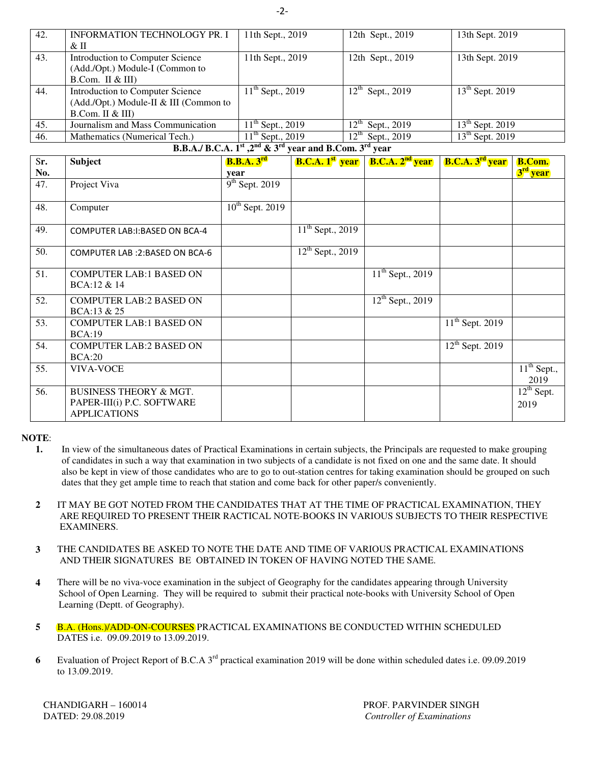| | | | | |
|---|---|---|---|---|
| 42. | INFORMATION TECHNOLOGY PR. I & II | 11th Sept., 2019 | 12th Sept., 2019 | 13th Sept. 2019 |
| 43. | Introduction to Computer Science (Add./Opt.) Module-I (Common to B.Com. II & III) | 11th Sept., 2019 | 12th Sept., 2019 | 13th Sept. 2019 |
| 44. | Introduction to Computer Science (Add./Opt.) Module-II & III (Common to B.Com. II & III) | 11th Sept., 2019 | 12th Sept., 2019 | 13th Sept. 2019 |
| 45. | Journalism and Mass Communication | 11th Sept., 2019 | 12th Sept., 2019 | 13th Sept. 2019 |
| 46. | Mathematics (Numerical Tech.) | 11th Sept., 2019 | 12th Sept., 2019 | 13th Sept. 2019 |

**B.B.A./ B.C.A. 1st ,2nd & 3rd year and B.Com. 3rd year**

| Sr. No. | Subject | B.B.A. 3rd year | B.C.A. 1st year | B.C.A. 2nd year | B.C.A. 3rd year | B.Com. 3rd year |
|---|---|---|---|---|---|---|
| 47. | Project Viva | 9th Sept. 2019 | | | | |
| 48. | Computer | 10th Sept. 2019 | | | | |
| 49. | COMPUTER LAB:I:BASED ON BCA-4 | | 11th Sept., 2019 | | | |
| 50. | COMPUTER LAB :2:BASED ON BCA-6 | | 12th Sept., 2019 | | | |
| 51. | COMPUTER LAB:1 BASED ON BCA:12 & 14 | | | 11th Sept., 2019 | | |
| 52. | COMPUTER LAB:2 BASED ON BCA:13 & 25 | | | 12th Sept., 2019 | | |
| 53. | COMPUTER LAB:1 BASED ON BCA:19 | | | | 11th Sept. 2019 | |
| 54. | COMPUTER LAB:2 BASED ON BCA:20 | | | | 12th Sept. 2019 | |
| 55. | VIVA-VOCE | | | | | 11th Sept., 2019 |
| 56. | BUSINESS THEORY & MGT. PAPER-III(i) P.C. SOFTWARE APPLICATIONS | | | | | 12th Sept. 2019 |

**NOTE**:

1. In view of the simultaneous dates of Practical Examinations in certain subjects, the Principals are requested to make grouping of candidates in such a way that examination in two subjects of a candidate is not fixed on one and the same date. It should also be kept in view of those candidates who are to go to out-station centres for taking examination should be grouped on such dates that they get ample time to reach that station and come back for other paper/s conveniently.

2. IT MAY BE GOT NOTED FROM THE CANDIDATES THAT AT THE TIME OF PRACTICAL EXAMINATION, THEY ARE REQUIRED TO PRESENT THEIR RACTICAL NOTE-BOOKS IN VARIOUS SUBJECTS TO THEIR RESPECTIVE EXAMINERS.

3. THE CANDIDATES BE ASKED TO NOTE THE DATE AND TIME OF VARIOUS PRACTICAL EXAMINATIONS AND THEIR SIGNATURES BE OBTAINED IN TOKEN OF HAVING NOTED THE SAME.

4. There will be no viva-voce examination in the subject of Geography for the candidates appearing through University School of Open Learning. They will be required to submit their practical note-books with University School of Open Learning (Deptt. of Geography).

5. B.A. (Hons.)/ADD-ON-COURSES PRACTICAL EXAMINATIONS BE CONDUCTED WITHIN SCHEDULED DATES i.e. 09.09.2019 to 13.09.2019.

6. Evaluation of Project Report of B.C.A 3rd practical examination 2019 will be done within scheduled dates i.e. 09.09.2019 to 13.09.2019.

CHANDIGARH – 160014
DATED: 29.08.2019

PROF. PARVINDER SINGH
*Controller of Examinations*